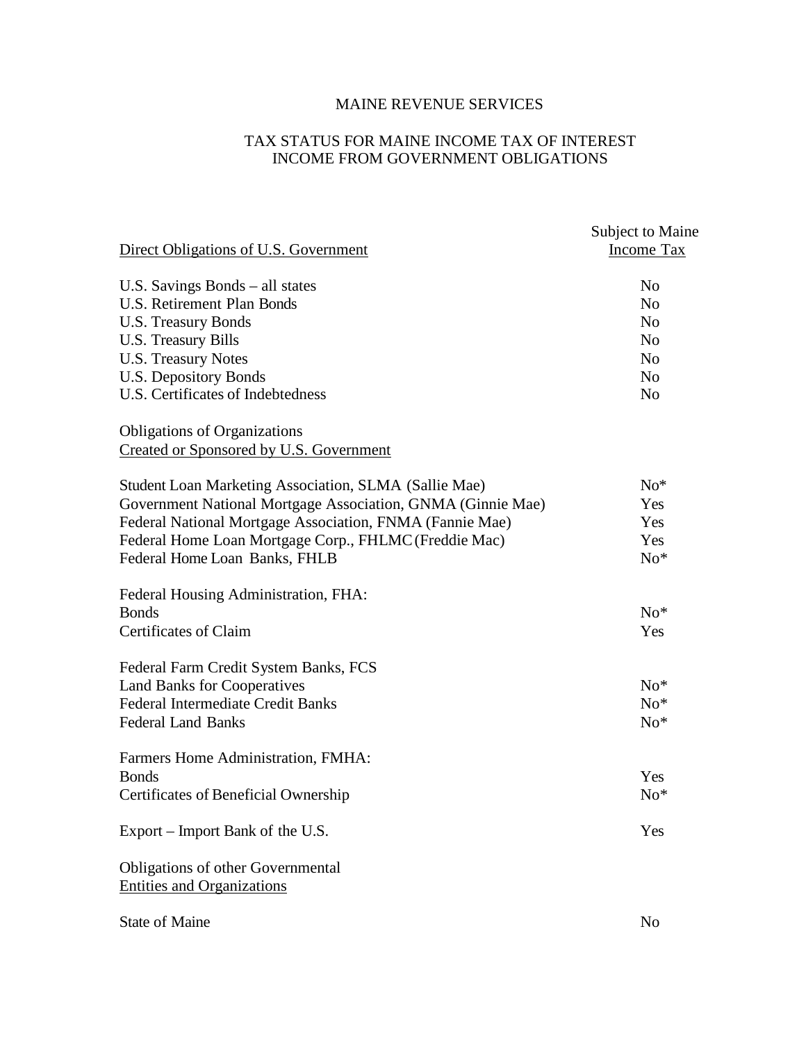MAINE REVENUE SERVICES

TAX STATUS FOR MAINE INCOME TAX OF INTEREST INCOME FROM GOVERNMENT OBLIGATIONS

| Direct Obligations of U.S. Government | Subject to Maine Income Tax |
|---|---|
| U.S. Savings Bonds – all states | No |
| U.S. Retirement Plan Bonds | No |
| U.S. Treasury Bonds | No |
| U.S. Treasury Bills | No |
| U.S. Treasury Notes | No |
| U.S. Depository Bonds | No |
| U.S. Certificates of Indebtedness | No |
| **Obligations of Organizations Created or Sponsored by U.S. Government** | |
| Student Loan Marketing Association, SLMA (Sallie Mae) | No* |
| Government National Mortgage Association, GNMA (Ginnie Mae) | Yes |
| Federal National Mortgage Association, FNMA (Fannie Mae) | Yes |
| Federal Home Loan Mortgage Corp., FHLMC (Freddie Mac) | Yes |
| Federal Home Loan Banks, FHLB | No* |
| Federal Housing Administration, FHA: | |
| Bonds | No* |
| Certificates of Claim | Yes |
| Federal Farm Credit System Banks, FCS | |
| Land Banks for Cooperatives | No* |
| Federal Intermediate Credit Banks | No* |
| Federal Land Banks | No* |
| Farmers Home Administration, FMHA: | |
| Bonds | Yes |
| Certificates of Beneficial Ownership | No* |
| Export – Import Bank of the U.S. | Yes |
| **Obligations of other Governmental Entities and Organizations** | |
| State of Maine | No |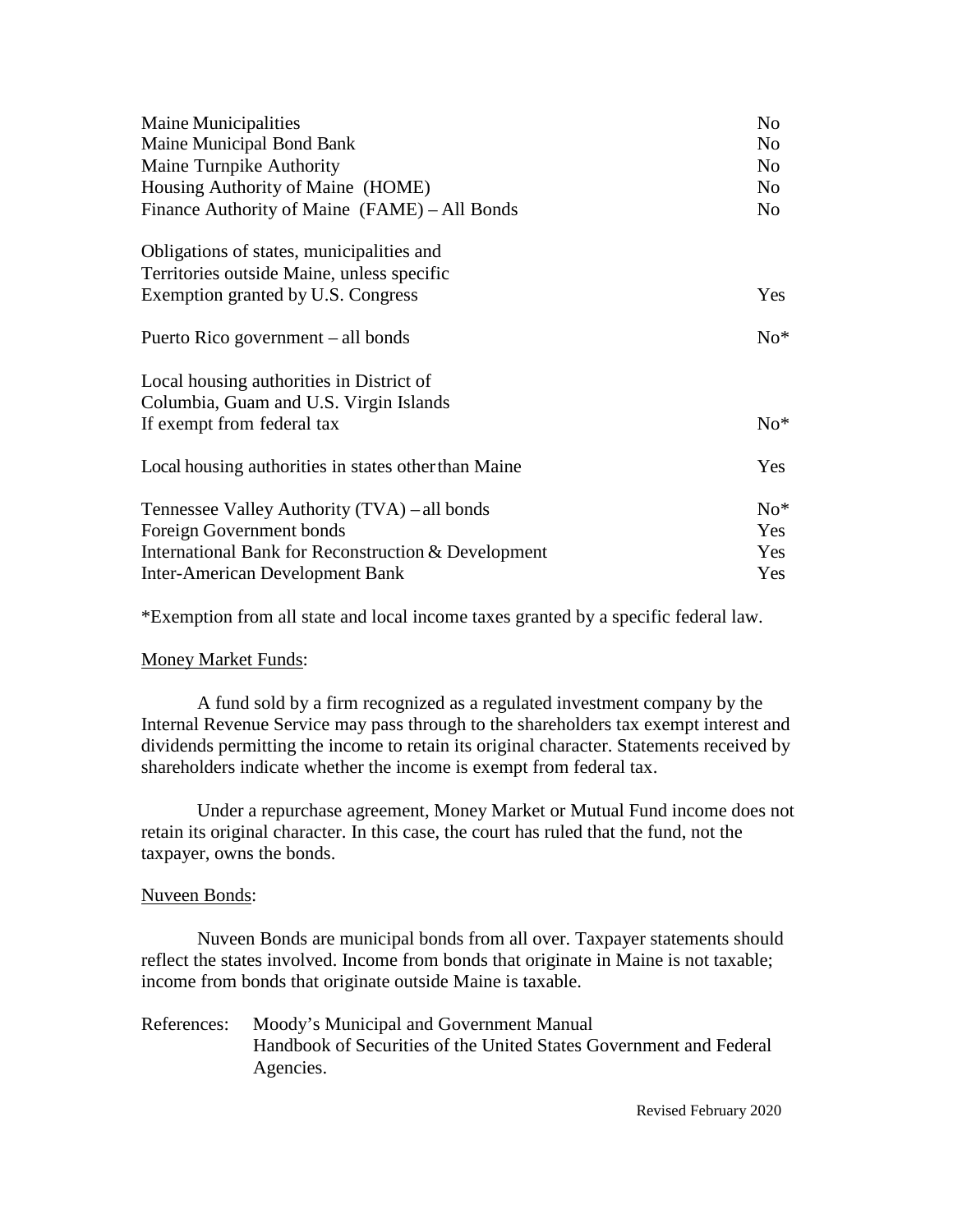| | |
|---|---|
| Maine Municipalities | No |
| Maine Municipal Bond Bank | No |
| Maine Turnpike Authority | No |
| Housing Authority of Maine (HOME) | No |
| Finance Authority of Maine (FAME) – All Bonds | No |
| Obligations of states, municipalities and Territories outside Maine, unless specific Exemption granted by U.S. Congress | Yes |
| Puerto Rico government – all bonds | No* |
| Local housing authorities in District of Columbia, Guam and U.S. Virgin Islands If exempt from federal tax | No* |
| Local housing authorities in states other than Maine | Yes |
| Tennessee Valley Authority (TVA) – all bonds | No* |
| Foreign Government bonds | Yes |
| International Bank for Reconstruction & Development | Yes |
| Inter-American Development Bank | Yes |

*Exemption from all state and local income taxes granted by a specific federal law.

<u>Money Market Funds</u>:

A fund sold by a firm recognized as a regulated investment company by the Internal Revenue Service may pass through to the shareholders tax exempt interest and dividends permitting the income to retain its original character. Statements received by shareholders indicate whether the income is exempt from federal tax.

Under a repurchase agreement, Money Market or Mutual Fund income does not retain its original character. In this case, the court has ruled that the fund, not the taxpayer, owns the bonds.

<u>Nuveen Bonds</u>:

Nuveen Bonds are municipal bonds from all over. Taxpayer statements should reflect the states involved. Income from bonds that originate in Maine is not taxable; income from bonds that originate outside Maine is taxable.

References: Moody's Municipal and Government Manual
Handbook of Securities of the United States Government and Federal Agencies.

Revised February 2020